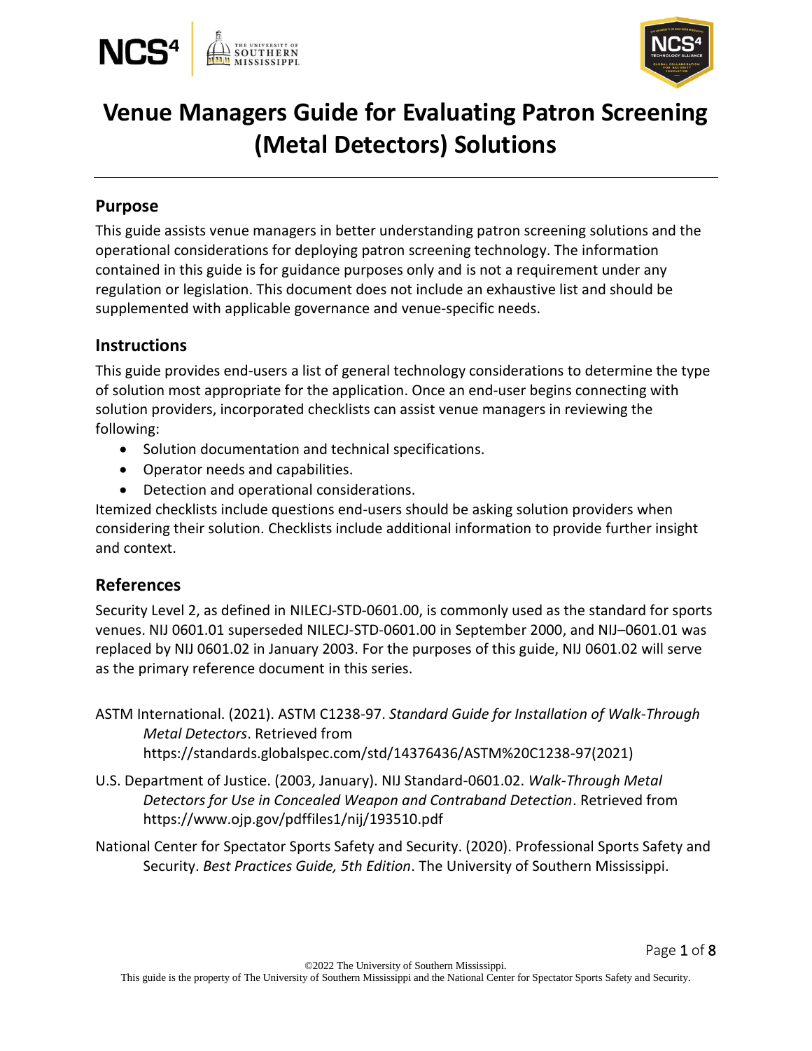# Venue Managers Guide for Evaluating Patron Screening (Metal Detectors) Solutions

## Purpose

This guide assists venue managers in better understanding patron screening solutions and the operational considerations for deploying patron screening technology. The information contained in this guide is for guidance purposes only and is not a requirement under any regulation or legislation. This document does not include an exhaustive list and should be supplemented with applicable governance and venue-specific needs.

## Instructions

This guide provides end-users a list of general technology considerations to determine the type of solution most appropriate for the application. Once an end-user begins connecting with solution providers, incorporated checklists can assist venue managers in reviewing the following:

- Solution documentation and technical specifications.
- Operator needs and capabilities.
- Detection and operational considerations.

Itemized checklists include questions end-users should be asking solution providers when considering their solution. Checklists include additional information to provide further insight and context.

## References

Security Level 2, as defined in NILECJ-STD-0601.00, is commonly used as the standard for sports venues. NIJ 0601.01 superseded NILECJ-STD-0601.00 in September 2000, and NIJ–0601.01 was replaced by NIJ 0601.02 in January 2003. For the purposes of this guide, NIJ 0601.02 will serve as the primary reference document in this series.

ASTM International. (2021). ASTM C1238-97. *Standard Guide for Installation of Walk-Through Metal Detectors*. Retrieved from https://standards.globalspec.com/std/14376436/ASTM%20C1238-97(2021)

U.S. Department of Justice. (2003, January). NIJ Standard-0601.02. *Walk-Through Metal Detectors for Use in Concealed Weapon and Contraband Detection*. Retrieved from https://www.ojp.gov/pdffiles1/nij/193510.pdf

National Center for Spectator Sports Safety and Security. (2020). Professional Sports Safety and Security. *Best Practices Guide, 5th Edition*. The University of Southern Mississippi.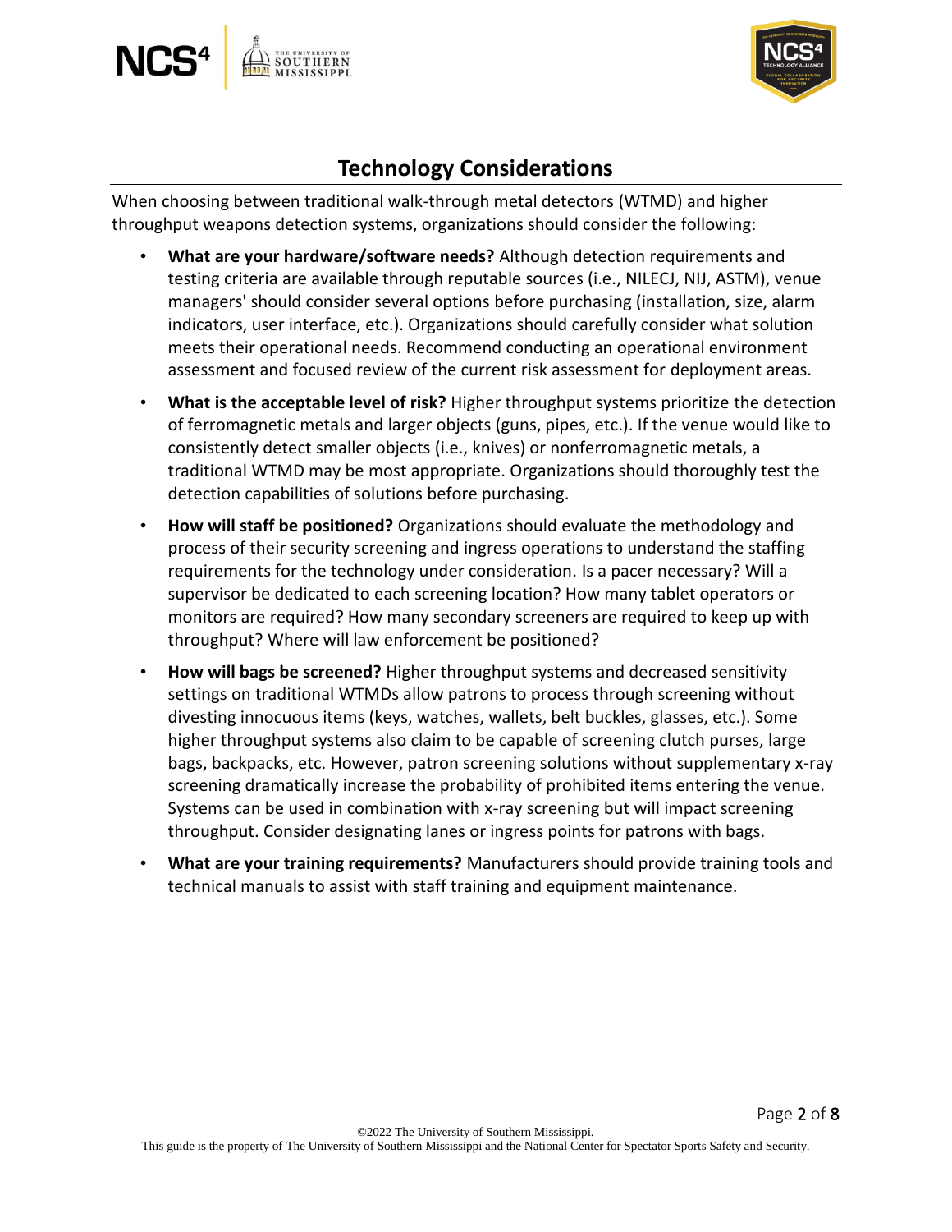## Technology Considerations

When choosing between traditional walk-through metal detectors (WTMD) and higher throughput weapons detection systems, organizations should consider the following:

- **What are your hardware/software needs?** Although detection requirements and testing criteria are available through reputable sources (i.e., NILECJ, NIJ, ASTM), venue managers' should consider several options before purchasing (installation, size, alarm indicators, user interface, etc.). Organizations should carefully consider what solution meets their operational needs. Recommend conducting an operational environment assessment and focused review of the current risk assessment for deployment areas.
- **What is the acceptable level of risk?** Higher throughput systems prioritize the detection of ferromagnetic metals and larger objects (guns, pipes, etc.). If the venue would like to consistently detect smaller objects (i.e., knives) or nonferromagnetic metals, a traditional WTMD may be most appropriate. Organizations should thoroughly test the detection capabilities of solutions before purchasing.
- **How will staff be positioned?** Organizations should evaluate the methodology and process of their security screening and ingress operations to understand the staffing requirements for the technology under consideration. Is a pacer necessary? Will a supervisor be dedicated to each screening location? How many tablet operators or monitors are required? How many secondary screeners are required to keep up with throughput? Where will law enforcement be positioned?
- **How will bags be screened?** Higher throughput systems and decreased sensitivity settings on traditional WTMDs allow patrons to process through screening without divesting innocuous items (keys, watches, wallets, belt buckles, glasses, etc.). Some higher throughput systems also claim to be capable of screening clutch purses, large bags, backpacks, etc. However, patron screening solutions without supplementary x-ray screening dramatically increase the probability of prohibited items entering the venue. Systems can be used in combination with x-ray screening but will impact screening throughput. Consider designating lanes or ingress points for patrons with bags.
- **What are your training requirements?** Manufacturers should provide training tools and technical manuals to assist with staff training and equipment maintenance.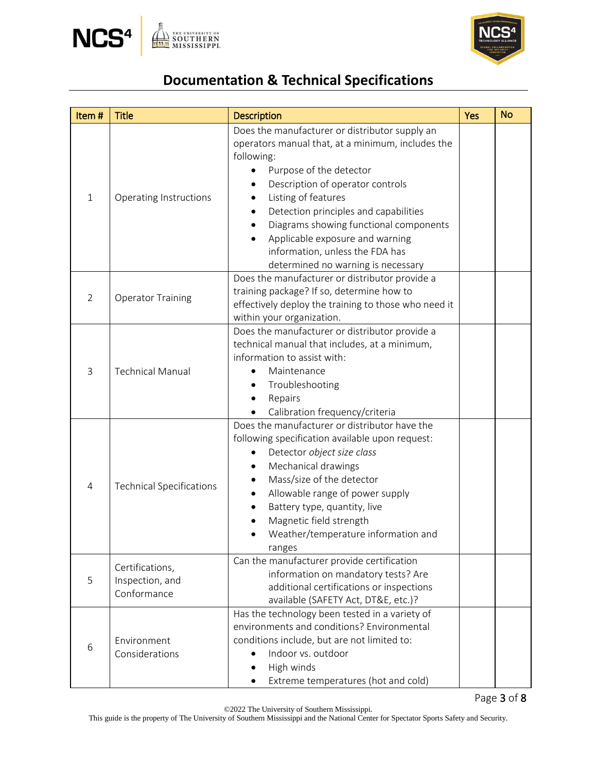## Documentation & Technical Specifications

| Item # | Title | Description | Yes | No |
|---|---|---|---|---|
| 1 | Operating Instructions | Does the manufacturer or distributor supply an operators manual that, at a minimum, includes the following:<br>• Purpose of the detector<br>• Description of operator controls<br>• Listing of features<br>• Detection principles and capabilities<br>• Diagrams showing functional components<br>• Applicable exposure and warning information, unless the FDA has determined no warning is necessary | | |
| 2 | Operator Training | Does the manufacturer or distributor provide a training package? If so, determine how to effectively deploy the training to those who need it within your organization. | | |
| 3 | Technical Manual | Does the manufacturer or distributor provide a technical manual that includes, at a minimum, information to assist with:<br>• Maintenance<br>• Troubleshooting<br>• Repairs<br>• Calibration frequency/criteria | | |
| 4 | Technical Specifications | Does the manufacturer or distributor have the following specification available upon request:<br>• Detector *object size class*<br>• Mechanical drawings<br>• Mass/size of the detector<br>• Allowable range of power supply<br>• Battery type, quantity, live<br>• Magnetic field strength<br>• Weather/temperature information and ranges | | |
| 5 | Certifications, Inspection, and Conformance | Can the manufacturer provide certification information on mandatory tests? Are additional certifications or inspections available (SAFETY Act, DT&E, etc.)? | | |
| 6 | Environment Considerations | Has the technology been tested in a variety of environments and conditions? Environmental conditions include, but are not limited to:<br>• Indoor vs. outdoor<br>• High winds<br>• Extreme temperatures (hot and cold) | | |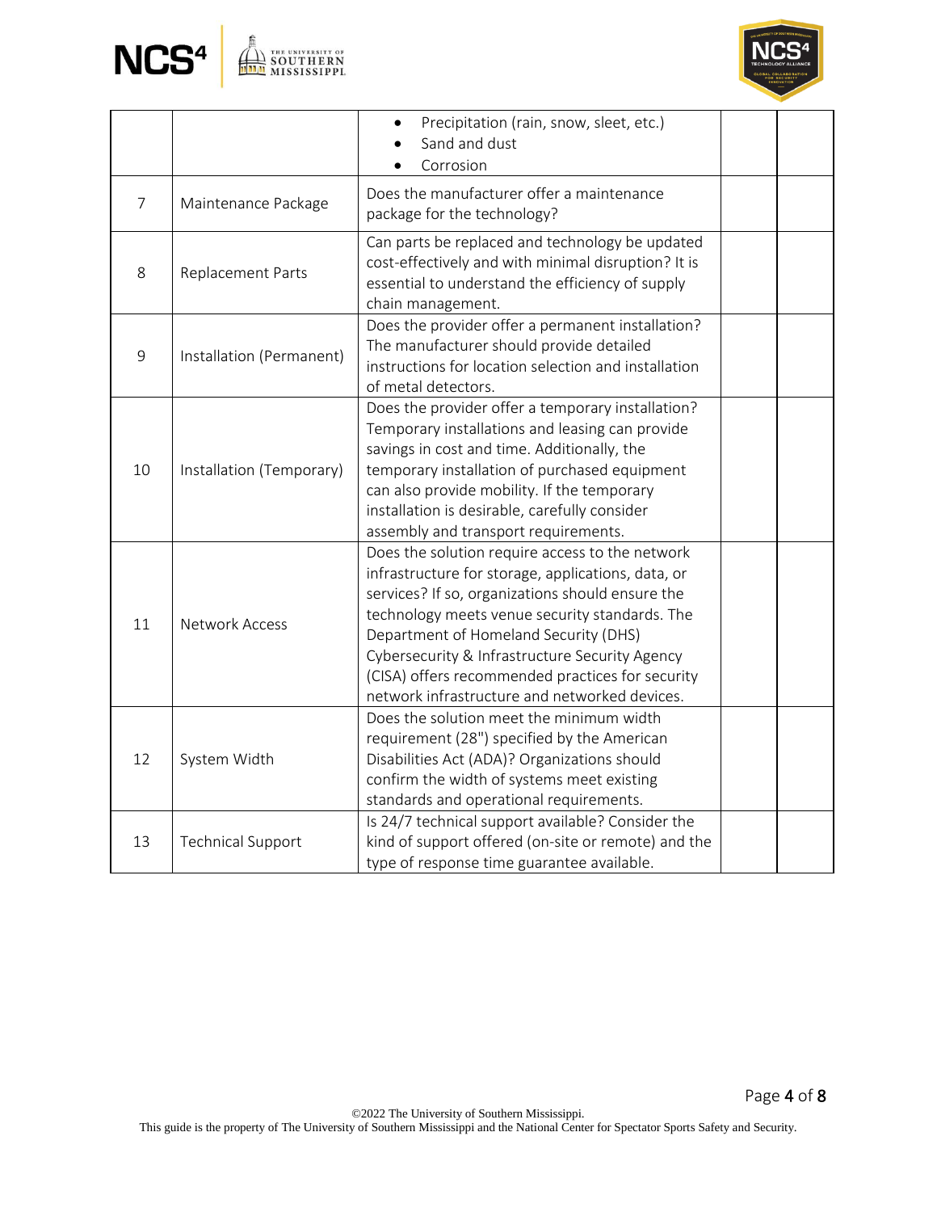| | | | | |
|---|---|---|---|---|
| | | • Precipitation (rain, snow, sleet, etc.)<br>• Sand and dust<br>• Corrosion | | |
| 7 | Maintenance Package | Does the manufacturer offer a maintenance package for the technology? | | |
| 8 | Replacement Parts | Can parts be replaced and technology be updated cost-effectively and with minimal disruption? It is essential to understand the efficiency of supply chain management. | | |
| 9 | Installation (Permanent) | Does the provider offer a permanent installation? The manufacturer should provide detailed instructions for location selection and installation of metal detectors. | | |
| 10 | Installation (Temporary) | Does the provider offer a temporary installation? Temporary installations and leasing can provide savings in cost and time. Additionally, the temporary installation of purchased equipment can also provide mobility. If the temporary installation is desirable, carefully consider assembly and transport requirements. | | |
| 11 | Network Access | Does the solution require access to the network infrastructure for storage, applications, data, or services? If so, organizations should ensure the technology meets venue security standards. The Department of Homeland Security (DHS) Cybersecurity & Infrastructure Security Agency (CISA) offers recommended practices for security network infrastructure and networked devices. | | |
| 12 | System Width | Does the solution meet the minimum width requirement (28") specified by the American Disabilities Act (ADA)? Organizations should confirm the width of systems meet existing standards and operational requirements. | | |
| 13 | Technical Support | Is 24/7 technical support available? Consider the kind of support offered (on-site or remote) and the type of response time guarantee available. | | |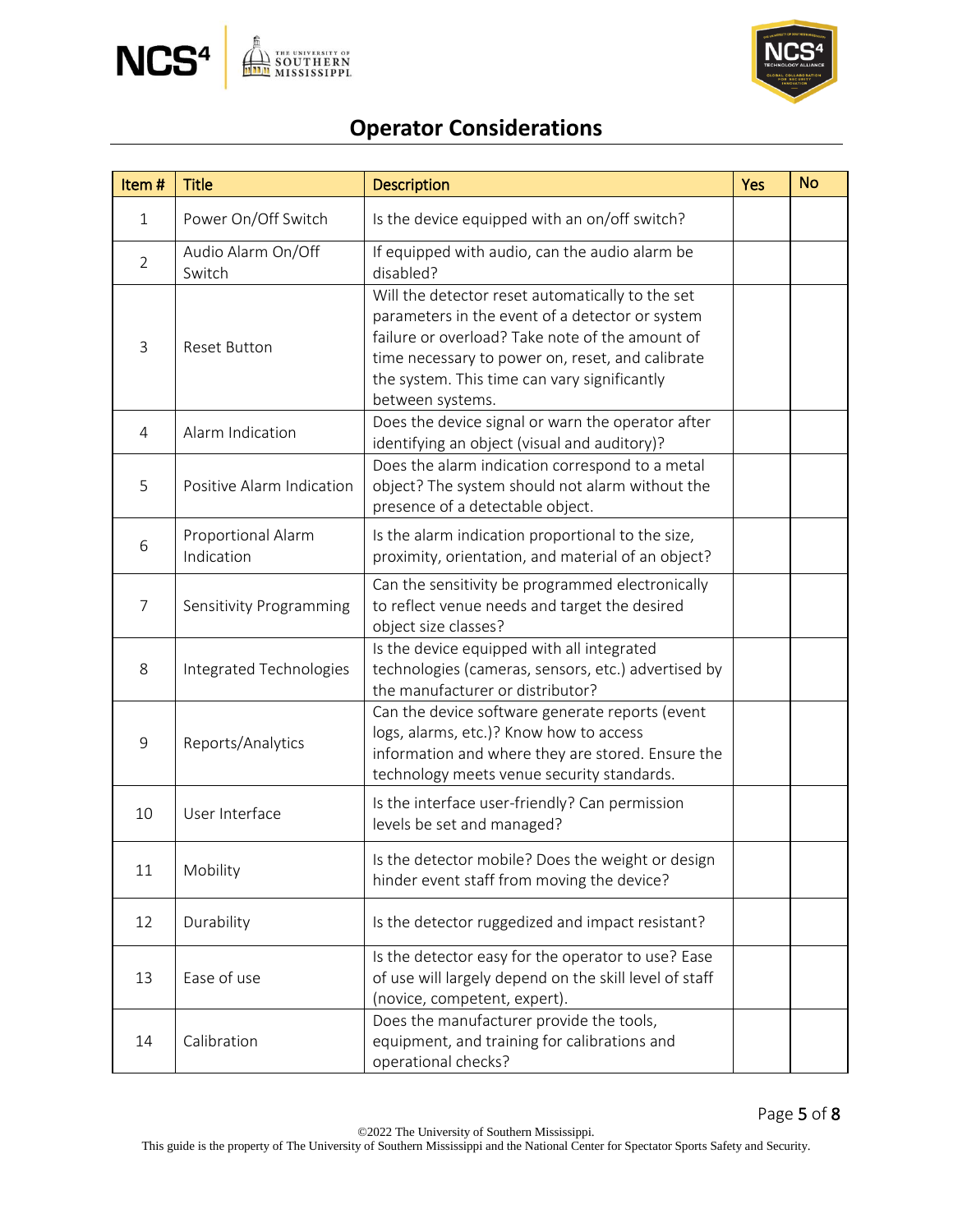## Operator Considerations

| Item # | Title | Description | Yes | No |
|---|---|---|---|---|
| 1 | Power On/Off Switch | Is the device equipped with an on/off switch? | | |
| 2 | Audio Alarm On/Off Switch | If equipped with audio, can the audio alarm be disabled? | | |
| 3 | Reset Button | Will the detector reset automatically to the set parameters in the event of a detector or system failure or overload? Take note of the amount of time necessary to power on, reset, and calibrate the system. This time can vary significantly between systems. | | |
| 4 | Alarm Indication | Does the device signal or warn the operator after identifying an object (visual and auditory)? | | |
| 5 | Positive Alarm Indication | Does the alarm indication correspond to a metal object? The system should not alarm without the presence of a detectable object. | | |
| 6 | Proportional Alarm Indication | Is the alarm indication proportional to the size, proximity, orientation, and material of an object? | | |
| 7 | Sensitivity Programming | Can the sensitivity be programmed electronically to reflect venue needs and target the desired object size classes? | | |
| 8 | Integrated Technologies | Is the device equipped with all integrated technologies (cameras, sensors, etc.) advertised by the manufacturer or distributor? | | |
| 9 | Reports/Analytics | Can the device software generate reports (event logs, alarms, etc.)? Know how to access information and where they are stored. Ensure the technology meets venue security standards. | | |
| 10 | User Interface | Is the interface user-friendly? Can permission levels be set and managed? | | |
| 11 | Mobility | Is the detector mobile? Does the weight or design hinder event staff from moving the device? | | |
| 12 | Durability | Is the detector ruggedized and impact resistant? | | |
| 13 | Ease of use | Is the detector easy for the operator to use? Ease of use will largely depend on the skill level of staff (novice, competent, expert). | | |
| 14 | Calibration | Does the manufacturer provide the tools, equipment, and training for calibrations and operational checks? | | |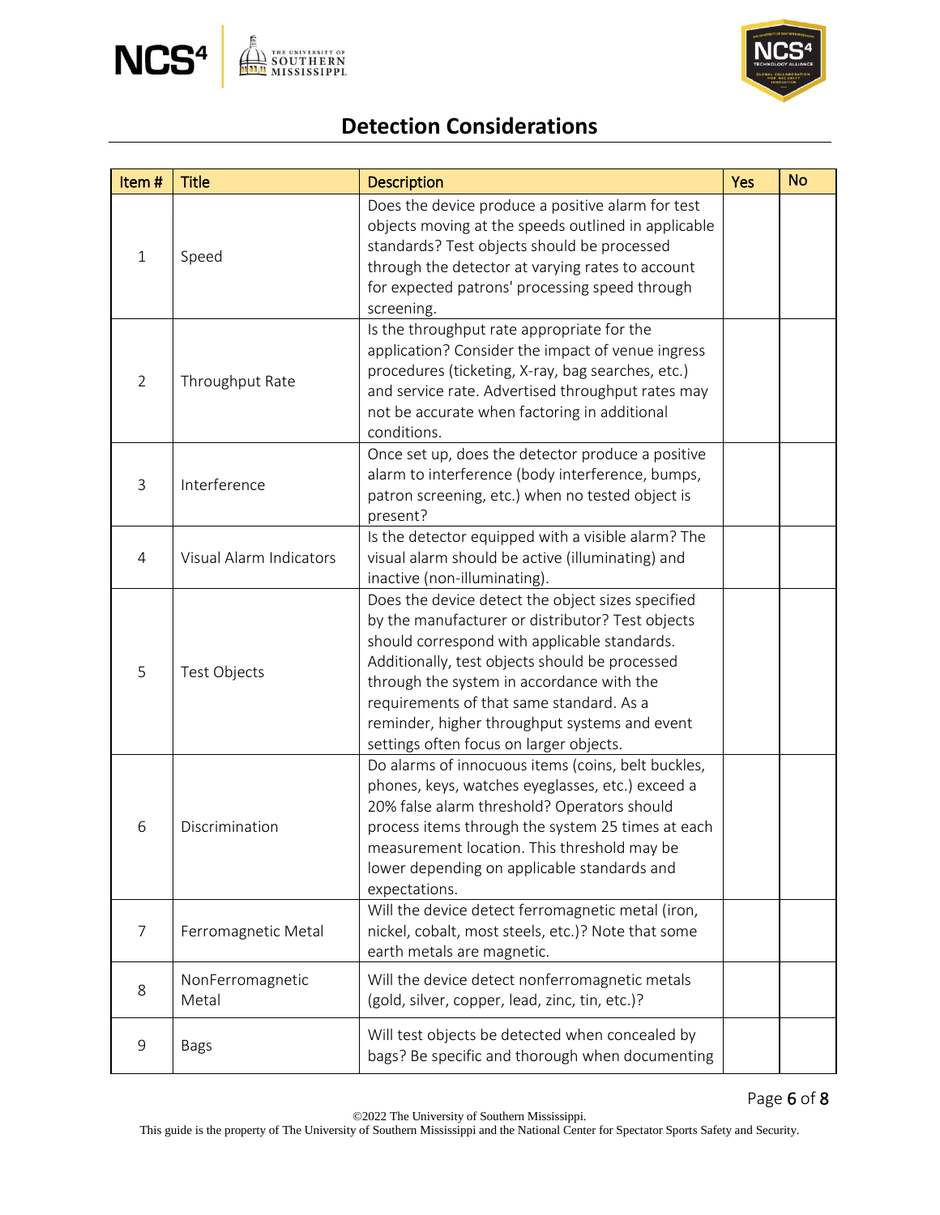## Detection Considerations

| Item # | Title | Description | Yes | No |
|---|---|---|---|---|
| 1 | Speed | Does the device produce a positive alarm for test objects moving at the speeds outlined in applicable standards? Test objects should be processed through the detector at varying rates to account for expected patrons' processing speed through screening. | | |
| 2 | Throughput Rate | Is the throughput rate appropriate for the application? Consider the impact of venue ingress procedures (ticketing, X-ray, bag searches, etc.) and service rate. Advertised throughput rates may not be accurate when factoring in additional conditions. | | |
| 3 | Interference | Once set up, does the detector produce a positive alarm to interference (body interference, bumps, patron screening, etc.) when no tested object is present? | | |
| 4 | Visual Alarm Indicators | Is the detector equipped with a visible alarm? The visual alarm should be active (illuminating) and inactive (non-illuminating). | | |
| 5 | Test Objects | Does the device detect the object sizes specified by the manufacturer or distributor? Test objects should correspond with applicable standards. Additionally, test objects should be processed through the system in accordance with the requirements of that same standard. As a reminder, higher throughput systems and event settings often focus on larger objects. | | |
| 6 | Discrimination | Do alarms of innocuous items (coins, belt buckles, phones, keys, watches eyeglasses, etc.) exceed a 20% false alarm threshold? Operators should process items through the system 25 times at each measurement location. This threshold may be lower depending on applicable standards and expectations. | | |
| 7 | Ferromagnetic Metal | Will the device detect ferromagnetic metal (iron, nickel, cobalt, most steels, etc.)? Note that some earth metals are magnetic. | | |
| 8 | NonFerromagnetic Metal | Will the device detect nonferromagnetic metals (gold, silver, copper, lead, zinc, tin, etc.)? | | |
| 9 | Bags | Will test objects be detected when concealed by bags? Be specific and thorough when documenting | | |

©2022 The University of Southern Mississippi.
This guide is the property of The University of Southern Mississippi and the National Center for Spectator Sports Safety and Security.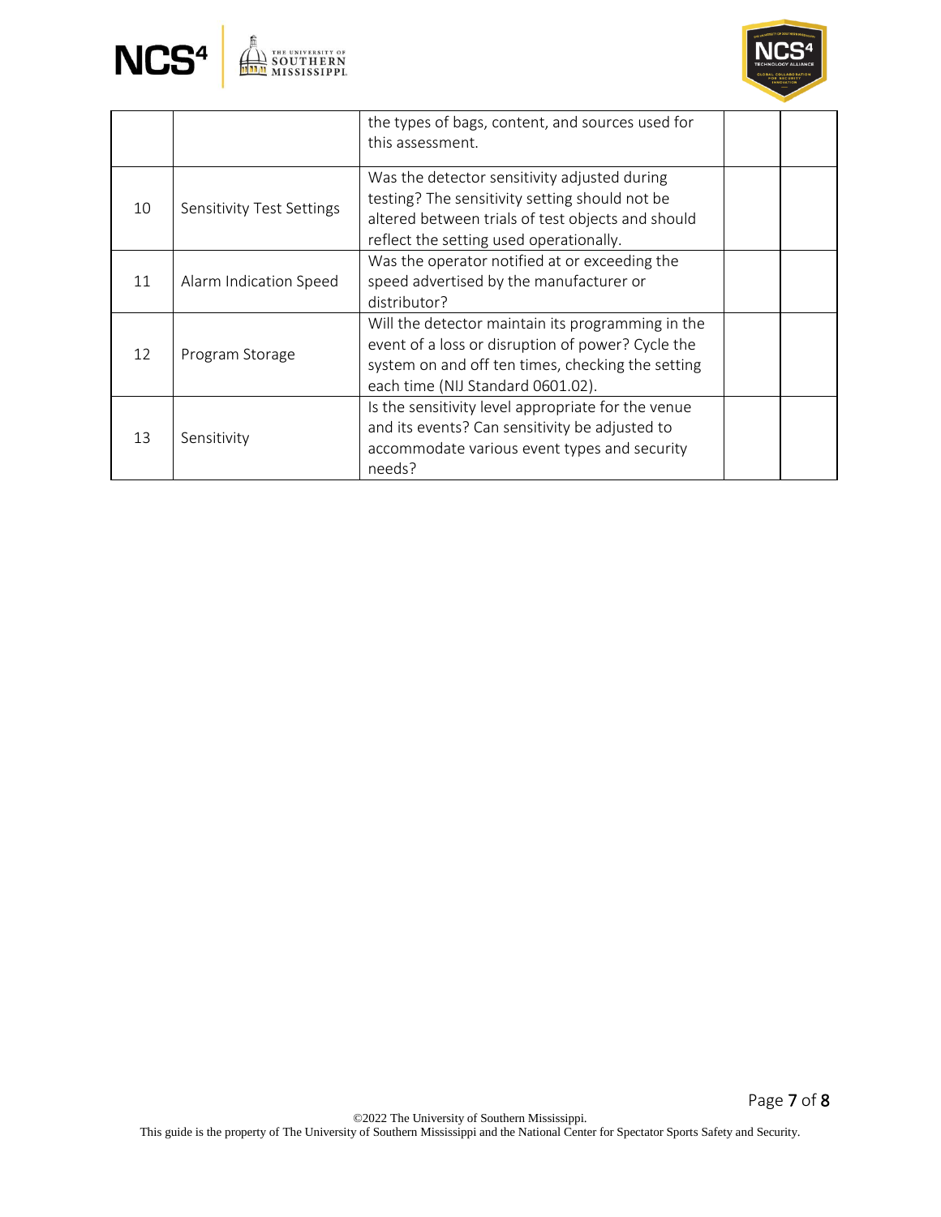| | | | | |
|---|---|---|---|---|
| | | the types of bags, content, and sources used for this assessment. | | |
| 10 | Sensitivity Test Settings | Was the detector sensitivity adjusted during testing? The sensitivity setting should not be altered between trials of test objects and should reflect the setting used operationally. | | |
| 11 | Alarm Indication Speed | Was the operator notified at or exceeding the speed advertised by the manufacturer or distributor? | | |
| 12 | Program Storage | Will the detector maintain its programming in the event of a loss or disruption of power? Cycle the system on and off ten times, checking the setting each time (NIJ Standard 0601.02). | | |
| 13 | Sensitivity | Is the sensitivity level appropriate for the venue and its events? Can sensitivity be adjusted to accommodate various event types and security needs? | | |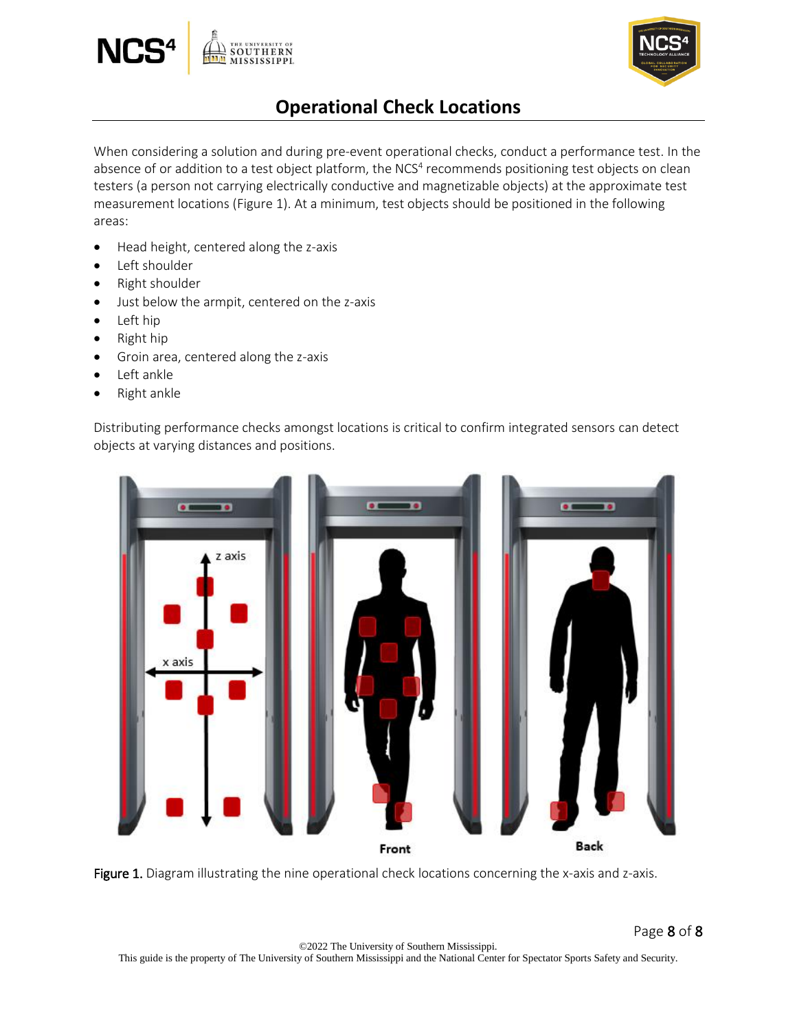## Operational Check Locations

When considering a solution and during pre-event operational checks, conduct a performance test. In the absence of or addition to a test object platform, the NCS[4] recommends positioning test objects on clean testers (a person not carrying electrically conductive and magnetizable objects) at the approximate test measurement locations (Figure 1). At a minimum, test objects should be positioned in the following areas:

- Head height, centered along the z-axis
- Left shoulder
- Right shoulder
- Just below the armpit, centered on the z-axis
- Left hip
- Right hip
- Groin area, centered along the z-axis
- Left ankle
- Right ankle

Distributing performance checks amongst locations is critical to confirm integrated sensors can detect objects at varying distances and positions.

z axis
x axis
Front
Back

**Figure 1.** Diagram illustrating the nine operational check locations concerning the x-axis and z-axis.

©2022 The University of Southern Mississippi.
This guide is the property of The University of Southern Mississippi and the National Center for Spectator Sports Safety and Security.